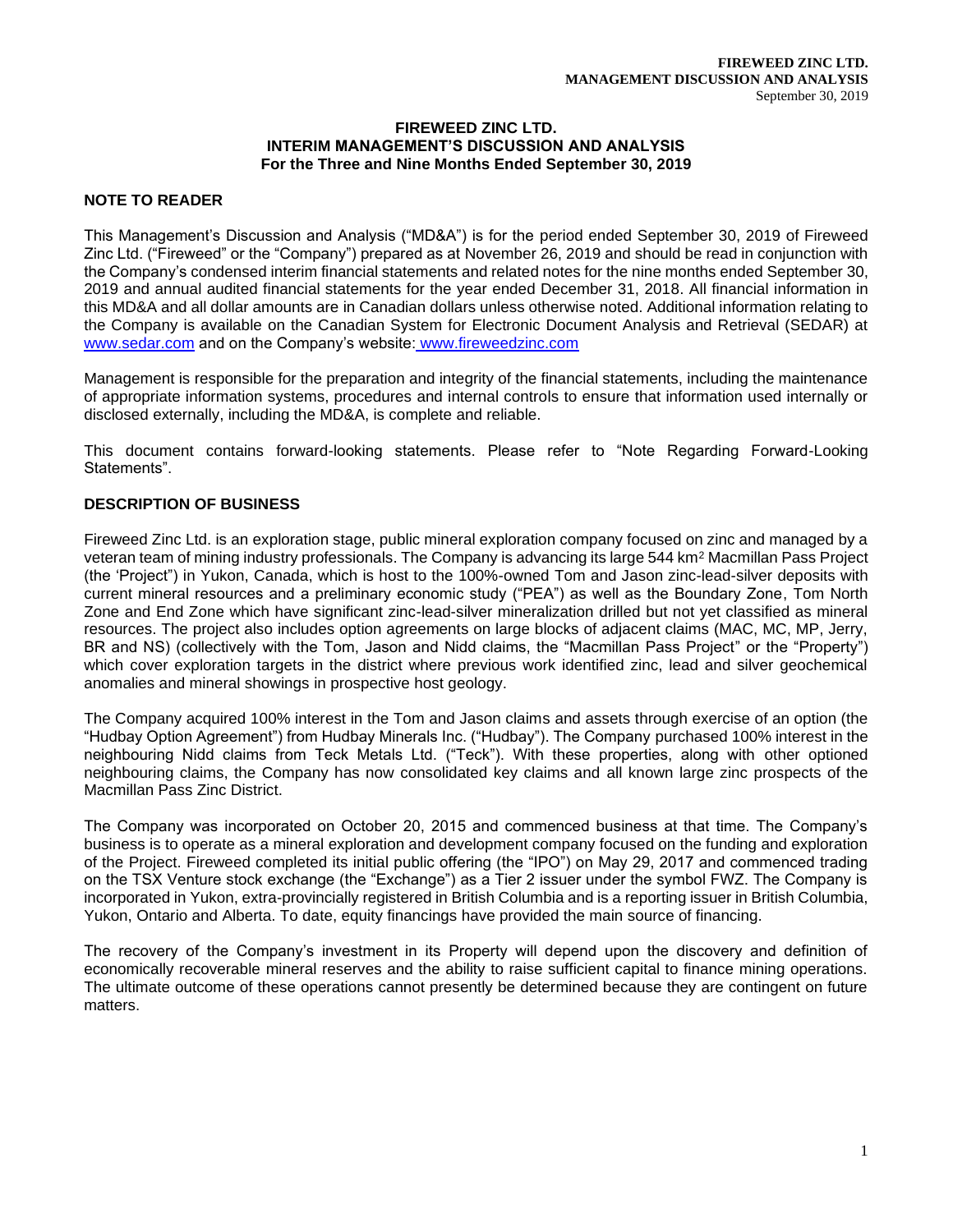# FIREWEED ZINC LTD.
# INTERIM MANAGEMENT'S DISCUSSION AND ANALYSIS
## For the Three and Nine Months Ended September 30, 2019

## NOTE TO READER

This Management's Discussion and Analysis ("MD&A") is for the period ended September 30, 2019 of Fireweed Zinc Ltd. ("Fireweed" or the "Company") prepared as at November 26, 2019 and should be read in conjunction with the Company's condensed interim financial statements and related notes for the nine months ended September 30, 2019 and annual audited financial statements for the year ended December 31, 2018. All financial information in this MD&A and all dollar amounts are in Canadian dollars unless otherwise noted. Additional information relating to the Company is available on the Canadian System for Electronic Document Analysis and Retrieval (SEDAR) at www.sedar.com and on the Company's website: www.fireweedzinc.com

Management is responsible for the preparation and integrity of the financial statements, including the maintenance of appropriate information systems, procedures and internal controls to ensure that information used internally or disclosed externally, including the MD&A, is complete and reliable.

This document contains forward-looking statements. Please refer to "Note Regarding Forward-Looking Statements".

## DESCRIPTION OF BUSINESS

Fireweed Zinc Ltd. is an exploration stage, public mineral exploration company focused on zinc and managed by a veteran team of mining industry professionals. The Company is advancing its large 544 km$^2$ Macmillan Pass Project (the 'Project") in Yukon, Canada, which is host to the 100%-owned Tom and Jason zinc-lead-silver deposits with current mineral resources and a preliminary economic study ("PEA") as well as the Boundary Zone, Tom North Zone and End Zone which have significant zinc-lead-silver mineralization drilled but not yet classified as mineral resources. The project also includes option agreements on large blocks of adjacent claims (MAC, MC, MP, Jerry, BR and NS) (collectively with the Tom, Jason and Nidd claims, the "Macmillan Pass Project" or the "Property") which cover exploration targets in the district where previous work identified zinc, lead and silver geochemical anomalies and mineral showings in prospective host geology.

The Company acquired 100% interest in the Tom and Jason claims and assets through exercise of an option (the "Hudbay Option Agreement") from Hudbay Minerals Inc. ("Hudbay"). The Company purchased 100% interest in the neighbouring Nidd claims from Teck Metals Ltd. ("Teck"). With these properties, along with other optioned neighbouring claims, the Company has now consolidated key claims and all known large zinc prospects of the Macmillan Pass Zinc District.

The Company was incorporated on October 20, 2015 and commenced business at that time. The Company's business is to operate as a mineral exploration and development company focused on the funding and exploration of the Project. Fireweed completed its initial public offering (the "IPO") on May 29, 2017 and commenced trading on the TSX Venture stock exchange (the "Exchange") as a Tier 2 issuer under the symbol FWZ. The Company is incorporated in Yukon, extra-provincially registered in British Columbia and is a reporting issuer in British Columbia, Yukon, Ontario and Alberta. To date, equity financings have provided the main source of financing.

The recovery of the Company's investment in its Property will depend upon the discovery and definition of economically recoverable mineral reserves and the ability to raise sufficient capital to finance mining operations. The ultimate outcome of these operations cannot presently be determined because they are contingent on future matters.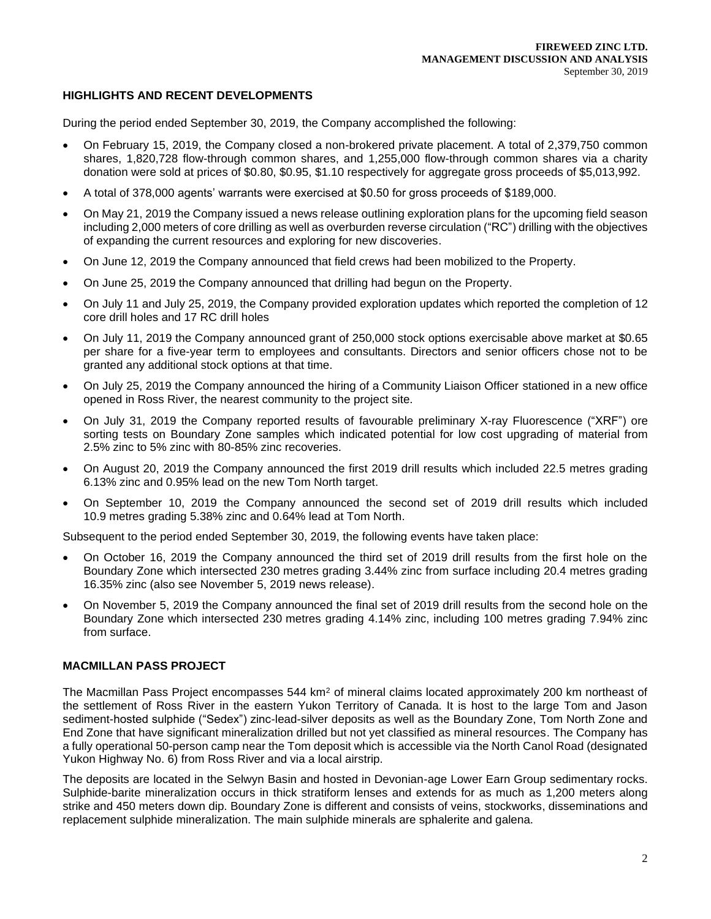## HIGHLIGHTS AND RECENT DEVELOPMENTS

During the period ended September 30, 2019, the Company accomplished the following:

- On February 15, 2019, the Company closed a non-brokered private placement. A total of 2,379,750 common shares, 1,820,728 flow-through common shares, and 1,255,000 flow-through common shares via a charity donation were sold at prices of $0.80, $0.95, $1.10 respectively for aggregate gross proceeds of $5,013,992.
- A total of 378,000 agents' warrants were exercised at $0.50 for gross proceeds of $189,000.
- On May 21, 2019 the Company issued a news release outlining exploration plans for the upcoming field season including 2,000 meters of core drilling as well as overburden reverse circulation ("RC") drilling with the objectives of expanding the current resources and exploring for new discoveries.
- On June 12, 2019 the Company announced that field crews had been mobilized to the Property.
- On June 25, 2019 the Company announced that drilling had begun on the Property.
- On July 11 and July 25, 2019, the Company provided exploration updates which reported the completion of 12 core drill holes and 17 RC drill holes
- On July 11, 2019 the Company announced grant of 250,000 stock options exercisable above market at $0.65 per share for a five-year term to employees and consultants. Directors and senior officers chose not to be granted any additional stock options at that time.
- On July 25, 2019 the Company announced the hiring of a Community Liaison Officer stationed in a new office opened in Ross River, the nearest community to the project site.
- On July 31, 2019 the Company reported results of favourable preliminary X-ray Fluorescence ("XRF") ore sorting tests on Boundary Zone samples which indicated potential for low cost upgrading of material from 2.5% zinc to 5% zinc with 80-85% zinc recoveries.
- On August 20, 2019 the Company announced the first 2019 drill results which included 22.5 metres grading 6.13% zinc and 0.95% lead on the new Tom North target.
- On September 10, 2019 the Company announced the second set of 2019 drill results which included 10.9 metres grading 5.38% zinc and 0.64% lead at Tom North.

Subsequent to the period ended September 30, 2019, the following events have taken place:

- On October 16, 2019 the Company announced the third set of 2019 drill results from the first hole on the Boundary Zone which intersected 230 metres grading 3.44% zinc from surface including 20.4 metres grading 16.35% zinc (also see November 5, 2019 news release).
- On November 5, 2019 the Company announced the final set of 2019 drill results from the second hole on the Boundary Zone which intersected 230 metres grading 4.14% zinc, including 100 metres grading 7.94% zinc from surface.

## MACMILLAN PASS PROJECT

The Macmillan Pass Project encompasses 544 $km^2$ of mineral claims located approximately 200 km northeast of the settlement of Ross River in the eastern Yukon Territory of Canada. It is host to the large Tom and Jason sediment-hosted sulphide ("Sedex") zinc-lead-silver deposits as well as the Boundary Zone, Tom North Zone and End Zone that have significant mineralization drilled but not yet classified as mineral resources. The Company has a fully operational 50-person camp near the Tom deposit which is accessible via the North Canol Road (designated Yukon Highway No. 6) from Ross River and via a local airstrip.

The deposits are located in the Selwyn Basin and hosted in Devonian-age Lower Earn Group sedimentary rocks. Sulphide-barite mineralization occurs in thick stratiform lenses and extends for as much as 1,200 meters along strike and 450 meters down dip. Boundary Zone is different and consists of veins, stockworks, disseminations and replacement sulphide mineralization. The main sulphide minerals are sphalerite and galena.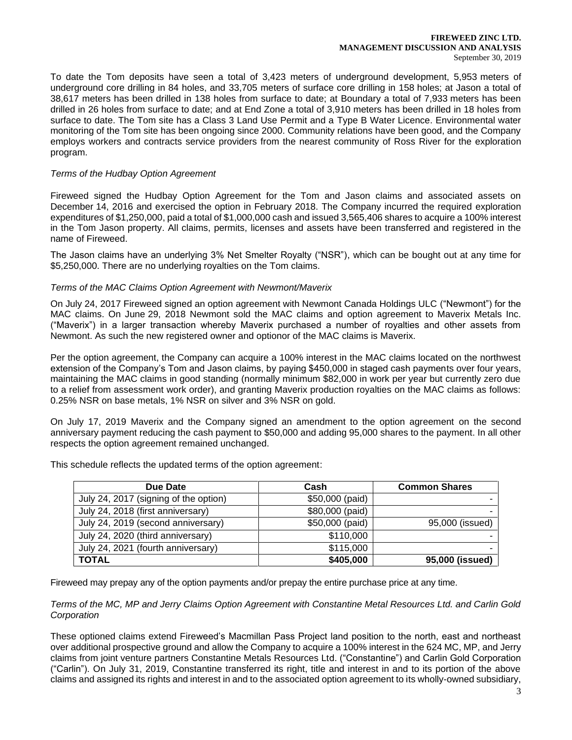To date the Tom deposits have seen a total of 3,423 meters of underground development, 5,953 meters of underground core drilling in 84 holes, and 33,705 meters of surface core drilling in 158 holes; at Jason a total of 38,617 meters has been drilled in 138 holes from surface to date; at Boundary a total of 7,933 meters has been drilled in 26 holes from surface to date; and at End Zone a total of 3,910 meters has been drilled in 18 holes from surface to date. The Tom site has a Class 3 Land Use Permit and a Type B Water Licence. Environmental water monitoring of the Tom site has been ongoing since 2000. Community relations have been good, and the Company employs workers and contracts service providers from the nearest community of Ross River for the exploration program.

*Terms of the Hudbay Option Agreement*

Fireweed signed the Hudbay Option Agreement for the Tom and Jason claims and associated assets on December 14, 2016 and exercised the option in February 2018. The Company incurred the required exploration expenditures of $1,250,000, paid a total of $1,000,000 cash and issued 3,565,406 shares to acquire a 100% interest in the Tom Jason property. All claims, permits, licenses and assets have been transferred and registered in the name of Fireweed.

The Jason claims have an underlying 3% Net Smelter Royalty ("NSR"), which can be bought out at any time for $5,250,000. There are no underlying royalties on the Tom claims.

*Terms of the MAC Claims Option Agreement with Newmont/Maverix*

On July 24, 2017 Fireweed signed an option agreement with Newmont Canada Holdings ULC ("Newmont") for the MAC claims. On June 29, 2018 Newmont sold the MAC claims and option agreement to Maverix Metals Inc. ("Maverix") in a larger transaction whereby Maverix purchased a number of royalties and other assets from Newmont. As such the new registered owner and optionor of the MAC claims is Maverix.

Per the option agreement, the Company can acquire a 100% interest in the MAC claims located on the northwest extension of the Company's Tom and Jason claims, by paying $450,000 in staged cash payments over four years, maintaining the MAC claims in good standing (normally minimum $82,000 in work per year but currently zero due to a relief from assessment work order), and granting Maverix production royalties on the MAC claims as follows: 0.25% NSR on base metals, 1% NSR on silver and 3% NSR on gold.

On July 17, 2019 Maverix and the Company signed an amendment to the option agreement on the second anniversary payment reducing the cash payment to $50,000 and adding 95,000 shares to the payment. In all other respects the option agreement remained unchanged.

This schedule reflects the updated terms of the option agreement:

| Due Date | Cash | Common Shares |
|---|---|---|
| July 24, 2017 (signing of the option) | $50,000 (paid) | - |
| July 24, 2018 (first anniversary) | $80,000 (paid) | - |
| July 24, 2019 (second anniversary) | $50,000 (paid) | 95,000 (issued) |
| July 24, 2020 (third anniversary) | $110,000 | - |
| July 24, 2021 (fourth anniversary) | $115,000 | - |
| **TOTAL** | **$405,000** | **95,000 (issued)** |

Fireweed may prepay any of the option payments and/or prepay the entire purchase price at any time.

*Terms of the MC, MP and Jerry Claims Option Agreement with Constantine Metal Resources Ltd. and Carlin Gold Corporation*

These optioned claims extend Fireweed's Macmillan Pass Project land position to the north, east and northeast over additional prospective ground and allow the Company to acquire a 100% interest in the 624 MC, MP, and Jerry claims from joint venture partners Constantine Metals Resources Ltd. ("Constantine") and Carlin Gold Corporation ("Carlin"). On July 31, 2019, Constantine transferred its right, title and interest in and to its portion of the above claims and assigned its rights and interest in and to the associated option agreement to its wholly-owned subsidiary,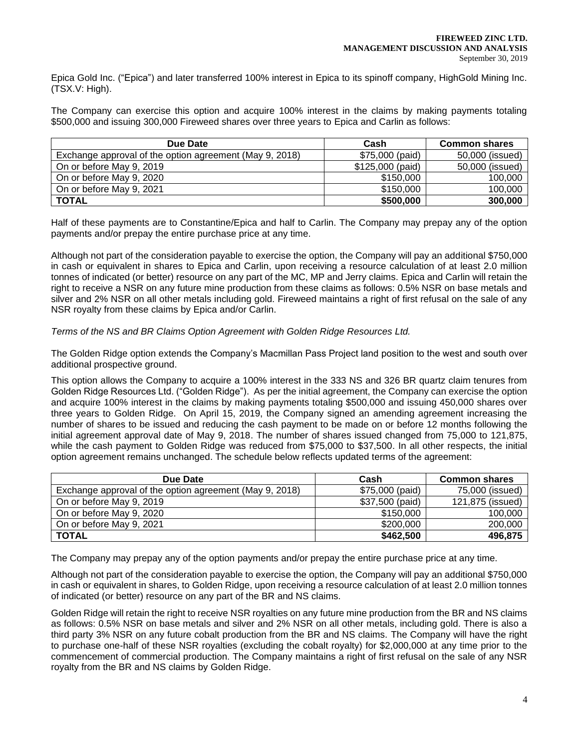Epica Gold Inc. ("Epica") and later transferred 100% interest in Epica to its spinoff company, HighGold Mining Inc. (TSX.V: High).

The Company can exercise this option and acquire 100% interest in the claims by making payments totaling $500,000 and issuing 300,000 Fireweed shares over three years to Epica and Carlin as follows:

| Due Date | Cash | Common shares |
|---|---|---|
| Exchange approval of the option agreement (May 9, 2018) | $75,000 (paid) | 50,000 (issued) |
| On or before May 9, 2019 | $125,000 (paid) | 50,000 (issued) |
| On or before May 9, 2020 | $150,000 | 100,000 |
| On or before May 9, 2021 | $150,000 | 100,000 |
| **TOTAL** | **$500,000** | **300,000** |

Half of these payments are to Constantine/Epica and half to Carlin. The Company may prepay any of the option payments and/or prepay the entire purchase price at any time.

Although not part of the consideration payable to exercise the option, the Company will pay an additional $750,000 in cash or equivalent in shares to Epica and Carlin, upon receiving a resource calculation of at least 2.0 million tonnes of indicated (or better) resource on any part of the MC, MP and Jerry claims. Epica and Carlin will retain the right to receive a NSR on any future mine production from these claims as follows: 0.5% NSR on base metals and silver and 2% NSR on all other metals including gold. Fireweed maintains a right of first refusal on the sale of any NSR royalty from these claims by Epica and/or Carlin.

*Terms of the NS and BR Claims Option Agreement with Golden Ridge Resources Ltd.*

The Golden Ridge option extends the Company's Macmillan Pass Project land position to the west and south over additional prospective ground.

This option allows the Company to acquire a 100% interest in the 333 NS and 326 BR quartz claim tenures from Golden Ridge Resources Ltd. ("Golden Ridge"). As per the initial agreement, the Company can exercise the option and acquire 100% interest in the claims by making payments totaling $500,000 and issuing 450,000 shares over three years to Golden Ridge. On April 15, 2019, the Company signed an amending agreement increasing the number of shares to be issued and reducing the cash payment to be made on or before 12 months following the initial agreement approval date of May 9, 2018. The number of shares issued changed from 75,000 to 121,875, while the cash payment to Golden Ridge was reduced from $75,000 to $37,500. In all other respects, the initial option agreement remains unchanged. The schedule below reflects updated terms of the agreement:

| Due Date | Cash | Common shares |
|---|---|---|
| Exchange approval of the option agreement (May 9, 2018) | $75,000 (paid) | 75,000 (issued) |
| On or before May 9, 2019 | $37,500 (paid) | 121,875 (issued) |
| On or before May 9, 2020 | $150,000 | 100,000 |
| On or before May 9, 2021 | $200,000 | 200,000 |
| **TOTAL** | **$462,500** | **496,875** |

The Company may prepay any of the option payments and/or prepay the entire purchase price at any time.

Although not part of the consideration payable to exercise the option, the Company will pay an additional $750,000 in cash or equivalent in shares, to Golden Ridge, upon receiving a resource calculation of at least 2.0 million tonnes of indicated (or better) resource on any part of the BR and NS claims.

Golden Ridge will retain the right to receive NSR royalties on any future mine production from the BR and NS claims as follows: 0.5% NSR on base metals and silver and 2% NSR on all other metals, including gold. There is also a third party 3% NSR on any future cobalt production from the BR and NS claims. The Company will have the right to purchase one-half of these NSR royalties (excluding the cobalt royalty) for $2,000,000 at any time prior to the commencement of commercial production. The Company maintains a right of first refusal on the sale of any NSR royalty from the BR and NS claims by Golden Ridge.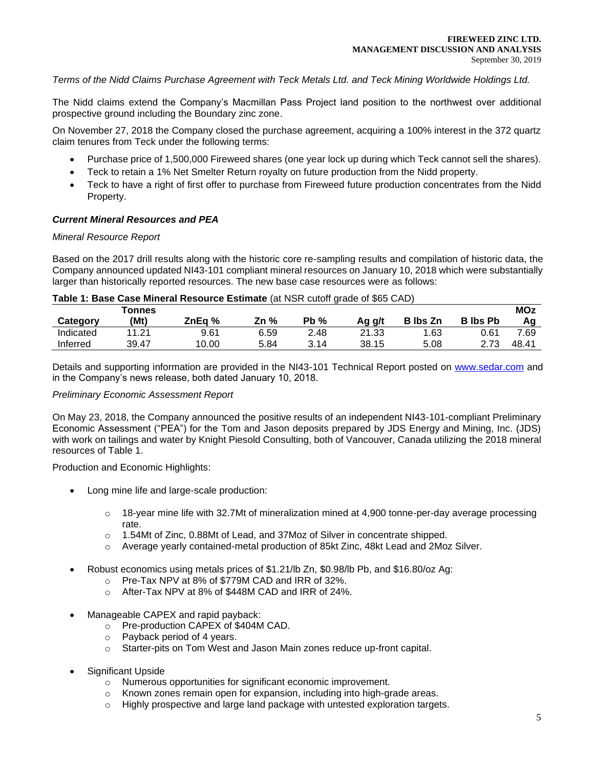*Terms of the Nidd Claims Purchase Agreement with Teck Metals Ltd. and Teck Mining Worldwide Holdings Ltd.*

The Nidd claims extend the Company's Macmillan Pass Project land position to the northwest over additional prospective ground including the Boundary zinc zone.

On November 27, 2018 the Company closed the purchase agreement, acquiring a 100% interest in the 372 quartz claim tenures from Teck under the following terms:

- Purchase price of 1,500,000 Fireweed shares (one year lock up during which Teck cannot sell the shares).
- Teck to retain a 1% Net Smelter Return royalty on future production from the Nidd property.
- Teck to have a right of first offer to purchase from Fireweed future production concentrates from the Nidd Property.

***Current Mineral Resources and PEA***

*Mineral Resource Report*

Based on the 2017 drill results along with the historic core re-sampling results and compilation of historic data, the Company announced updated NI43-101 compliant mineral resources on January 10, 2018 which were substantially larger than historically reported resources. The new base case resources were as follows:

**Table 1: Base Case Mineral Resource Estimate** (at NSR cutoff grade of $65 CAD)

| Category | Tonnes (Mt) | ZnEq % | Zn % | Pb % | Ag g/t | B lbs Zn | B lbs Pb | MOz Ag |
|---|---|---|---|---|---|---|---|---|
| Indicated | 11.21 | 9.61 | 6.59 | 2.48 | 21.33 | 1.63 | 0.61 | 7.69 |
| Inferred | 39.47 | 10.00 | 5.84 | 3.14 | 38.15 | 5.08 | 2.73 | 48.41 |

Details and supporting information are provided in the NI43-101 Technical Report posted on www.sedar.com and in the Company's news release, both dated January 10, 2018.

*Preliminary Economic Assessment Report*

On May 23, 2018, the Company announced the positive results of an independent NI43-101-compliant Preliminary Economic Assessment ("PEA") for the Tom and Jason deposits prepared by JDS Energy and Mining, Inc. (JDS) with work on tailings and water by Knight Piesold Consulting, both of Vancouver, Canada utilizing the 2018 mineral resources of Table 1.

Production and Economic Highlights:

- Long mine life and large-scale production:
  - 18-year mine life with 32.7Mt of mineralization mined at 4,900 tonne-per-day average processing rate.
  - 1.54Mt of Zinc, 0.88Mt of Lead, and 37Moz of Silver in concentrate shipped.
  - Average yearly contained-metal production of 85kt Zinc, 48kt Lead and 2Moz Silver.
- Robust economics using metals prices of $1.21/lb Zn, $0.98/lb Pb, and $16.80/oz Ag:
  - Pre-Tax NPV at 8% of $779M CAD and IRR of 32%.
  - After-Tax NPV at 8% of $448M CAD and IRR of 24%.
- Manageable CAPEX and rapid payback:
  - Pre-production CAPEX of $404M CAD.
  - Payback period of 4 years.
  - Starter-pits on Tom West and Jason Main zones reduce up-front capital.
- Significant Upside
  - Numerous opportunities for significant economic improvement.
  - Known zones remain open for expansion, including into high-grade areas.
  - Highly prospective and large land package with untested exploration targets.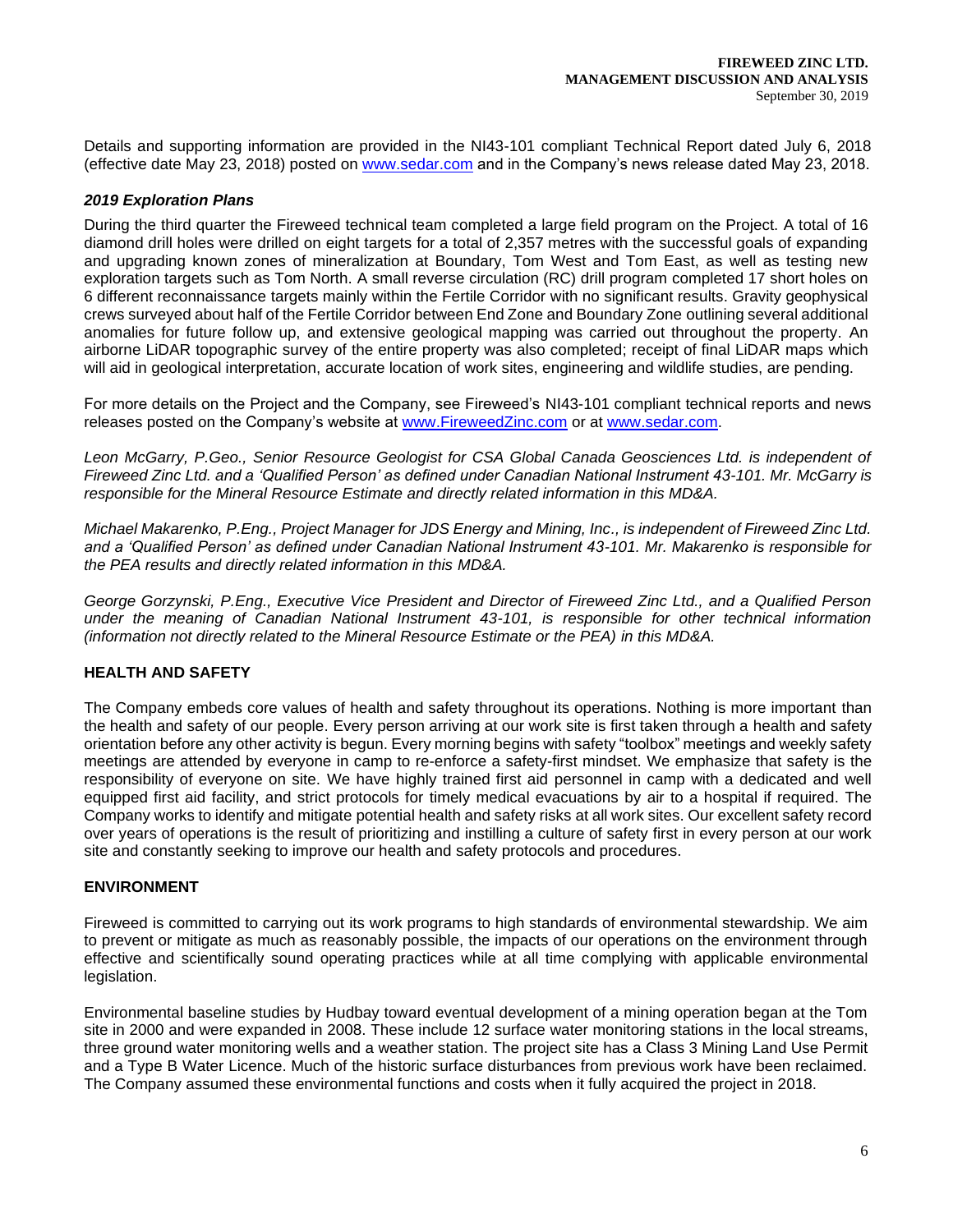Details and supporting information are provided in the NI43-101 compliant Technical Report dated July 6, 2018 (effective date May 23, 2018) posted on www.sedar.com and in the Company's news release dated May 23, 2018.

### *2019 Exploration Plans*

During the third quarter the Fireweed technical team completed a large field program on the Project. A total of 16 diamond drill holes were drilled on eight targets for a total of 2,357 metres with the successful goals of expanding and upgrading known zones of mineralization at Boundary, Tom West and Tom East, as well as testing new exploration targets such as Tom North. A small reverse circulation (RC) drill program completed 17 short holes on 6 different reconnaissance targets mainly within the Fertile Corridor with no significant results. Gravity geophysical crews surveyed about half of the Fertile Corridor between End Zone and Boundary Zone outlining several additional anomalies for future follow up, and extensive geological mapping was carried out throughout the property. An airborne LiDAR topographic survey of the entire property was also completed; receipt of final LiDAR maps which will aid in geological interpretation, accurate location of work sites, engineering and wildlife studies, are pending.

For more details on the Project and the Company, see Fireweed's NI43-101 compliant technical reports and news releases posted on the Company's website at www.FireweedZinc.com or at www.sedar.com.

*Leon McGarry, P.Geo., Senior Resource Geologist for CSA Global Canada Geosciences Ltd. is independent of Fireweed Zinc Ltd. and a 'Qualified Person' as defined under Canadian National Instrument 43-101. Mr. McGarry is responsible for the Mineral Resource Estimate and directly related information in this MD&A.*

*Michael Makarenko, P.Eng., Project Manager for JDS Energy and Mining, Inc., is independent of Fireweed Zinc Ltd. and a 'Qualified Person' as defined under Canadian National Instrument 43-101. Mr. Makarenko is responsible for the PEA results and directly related information in this MD&A.*

*George Gorzynski, P.Eng., Executive Vice President and Director of Fireweed Zinc Ltd., and a Qualified Person under the meaning of Canadian National Instrument 43-101, is responsible for other technical information (information not directly related to the Mineral Resource Estimate or the PEA) in this MD&A.*

## HEALTH AND SAFETY

The Company embeds core values of health and safety throughout its operations. Nothing is more important than the health and safety of our people. Every person arriving at our work site is first taken through a health and safety orientation before any other activity is begun. Every morning begins with safety "toolbox" meetings and weekly safety meetings are attended by everyone in camp to re-enforce a safety-first mindset. We emphasize that safety is the responsibility of everyone on site. We have highly trained first aid personnel in camp with a dedicated and well equipped first aid facility, and strict protocols for timely medical evacuations by air to a hospital if required. The Company works to identify and mitigate potential health and safety risks at all work sites. Our excellent safety record over years of operations is the result of prioritizing and instilling a culture of safety first in every person at our work site and constantly seeking to improve our health and safety protocols and procedures.

## ENVIRONMENT

Fireweed is committed to carrying out its work programs to high standards of environmental stewardship. We aim to prevent or mitigate as much as reasonably possible, the impacts of our operations on the environment through effective and scientifically sound operating practices while at all time complying with applicable environmental legislation.

Environmental baseline studies by Hudbay toward eventual development of a mining operation began at the Tom site in 2000 and were expanded in 2008. These include 12 surface water monitoring stations in the local streams, three ground water monitoring wells and a weather station. The project site has a Class 3 Mining Land Use Permit and a Type B Water Licence. Much of the historic surface disturbances from previous work have been reclaimed. The Company assumed these environmental functions and costs when it fully acquired the project in 2018.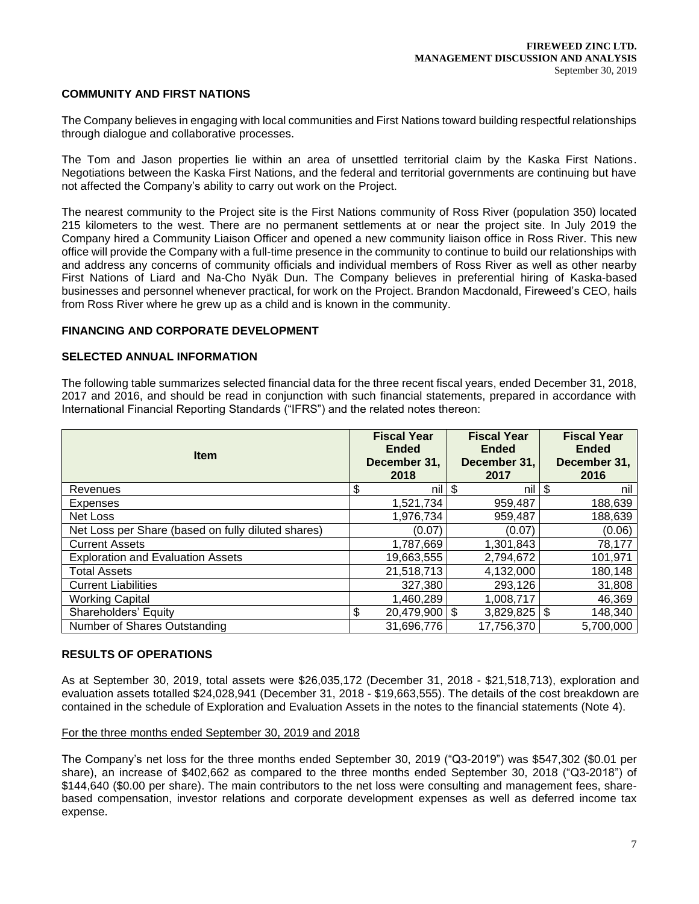## COMMUNITY AND FIRST NATIONS

The Company believes in engaging with local communities and First Nations toward building respectful relationships through dialogue and collaborative processes.

The Tom and Jason properties lie within an area of unsettled territorial claim by the Kaska First Nations. Negotiations between the Kaska First Nations, and the federal and territorial governments are continuing but have not affected the Company's ability to carry out work on the Project.

The nearest community to the Project site is the First Nations community of Ross River (population 350) located 215 kilometers to the west. There are no permanent settlements at or near the project site. In July 2019 the Company hired a Community Liaison Officer and opened a new community liaison office in Ross River. This new office will provide the Company with a full-time presence in the community to continue to build our relationships with and address any concerns of community officials and individual members of Ross River as well as other nearby First Nations of Liard and Na-Cho Nyäk Dun. The Company believes in preferential hiring of Kaska-based businesses and personnel whenever practical, for work on the Project. Brandon Macdonald, Fireweed's CEO, hails from Ross River where he grew up as a child and is known in the community.

## FINANCING AND CORPORATE DEVELOPMENT

## SELECTED ANNUAL INFORMATION

The following table summarizes selected financial data for the three recent fiscal years, ended December 31, 2018, 2017 and 2016, and should be read in conjunction with such financial statements, prepared in accordance with International Financial Reporting Standards ("IFRS") and the related notes thereon:

| Item | Fiscal Year Ended December 31, 2018 | Fiscal Year Ended December 31, 2017 | Fiscal Year Ended December 31, 2016 |
|---|---|---|---|
| Revenues | $ nil | $ nil | $ nil |
| Expenses | 1,521,734 | 959,487 | 188,639 |
| Net Loss | 1,976,734 | 959,487 | 188,639 |
| Net Loss per Share (based on fully diluted shares) | (0.07) | (0.07) | (0.06) |
| Current Assets | 1,787,669 | 1,301,843 | 78,177 |
| Exploration and Evaluation Assets | 19,663,555 | 2,794,672 | 101,971 |
| Total Assets | 21,518,713 | 4,132,000 | 180,148 |
| Current Liabilities | 327,380 | 293,126 | 31,808 |
| Working Capital | 1,460,289 | 1,008,717 | 46,369 |
| Shareholders' Equity | $ 20,479,900 | $ 3,829,825 | $ 148,340 |
| Number of Shares Outstanding | 31,696,776 | 17,756,370 | 5,700,000 |

## RESULTS OF OPERATIONS

As at September 30, 2019, total assets were $26,035,172 (December 31, 2018 - $21,518,713), exploration and evaluation assets totalled $24,028,941 (December 31, 2018 - $19,663,555). The details of the cost breakdown are contained in the schedule of Exploration and Evaluation Assets in the notes to the financial statements (Note 4).

For the three months ended September 30, 2019 and 2018

The Company's net loss for the three months ended September 30, 2019 ("Q3-2019") was $547,302 ($0.01 per share), an increase of $402,662 as compared to the three months ended September 30, 2018 ("Q3-2018") of $144,640 ($0.00 per share). The main contributors to the net loss were consulting and management fees, share-based compensation, investor relations and corporate development expenses as well as deferred income tax expense.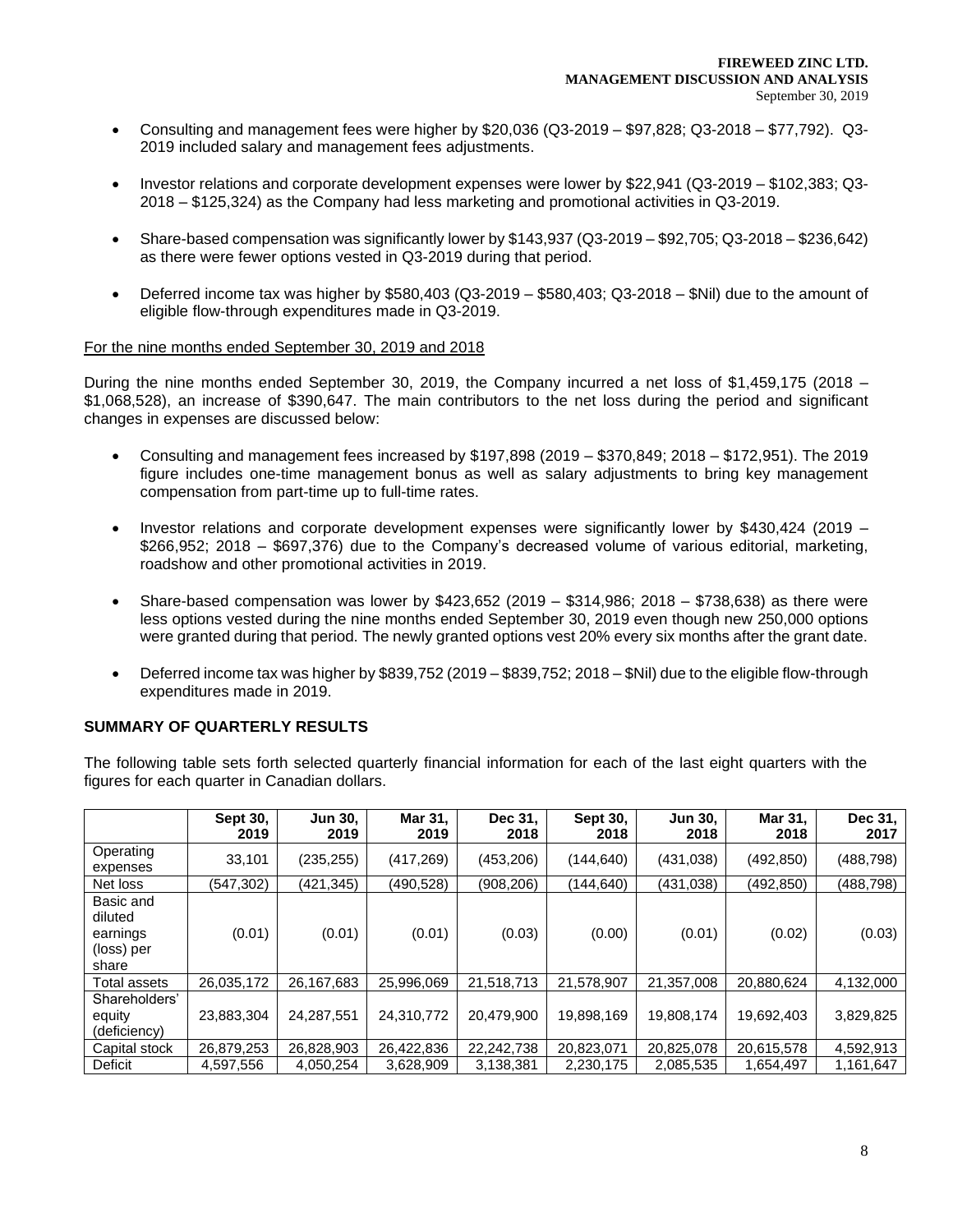- Consulting and management fees were higher by $20,036 (Q3-2019 – $97,828; Q3-2018 – $77,792). Q3-2019 included salary and management fees adjustments.
- Investor relations and corporate development expenses were lower by $22,941 (Q3-2019 – $102,383; Q3-2018 – $125,324) as the Company had less marketing and promotional activities in Q3-2019.
- Share-based compensation was significantly lower by $143,937 (Q3-2019 – $92,705; Q3-2018 – $236,642) as there were fewer options vested in Q3-2019 during that period.
- Deferred income tax was higher by $580,403 (Q3-2019 – $580,403; Q3-2018 – $Nil) due to the amount of eligible flow-through expenditures made in Q3-2019.

For the nine months ended September 30, 2019 and 2018

During the nine months ended September 30, 2019, the Company incurred a net loss of $1,459,175 (2018 – $1,068,528), an increase of $390,647. The main contributors to the net loss during the period and significant changes in expenses are discussed below:

- Consulting and management fees increased by $197,898 (2019 – $370,849; 2018 – $172,951). The 2019 figure includes one-time management bonus as well as salary adjustments to bring key management compensation from part-time up to full-time rates.
- Investor relations and corporate development expenses were significantly lower by $430,424 (2019 – $266,952; 2018 – $697,376) due to the Company's decreased volume of various editorial, marketing, roadshow and other promotional activities in 2019.
- Share-based compensation was lower by $423,652 (2019 – $314,986; 2018 – $738,638) as there were less options vested during the nine months ended September 30, 2019 even though new 250,000 options were granted during that period. The newly granted options vest 20% every six months after the grant date.
- Deferred income tax was higher by $839,752 (2019 – $839,752; 2018 – $Nil) due to the eligible flow-through expenditures made in 2019.

## SUMMARY OF QUARTERLY RESULTS

The following table sets forth selected quarterly financial information for each of the last eight quarters with the figures for each quarter in Canadian dollars.

| | Sept 30, 2019 | Jun 30, 2019 | Mar 31, 2019 | Dec 31, 2018 | Sept 30, 2018 | Jun 30, 2018 | Mar 31, 2018 | Dec 31, 2017 |
|---|---|---|---|---|---|---|---|---|
| Operating expenses | 33,101 | (235,255) | (417,269) | (453,206) | (144,640) | (431,038) | (492,850) | (488,798) |
| Net loss | (547,302) | (421,345) | (490,528) | (908,206) | (144,640) | (431,038) | (492,850) | (488,798) |
| Basic and diluted earnings (loss) per share | (0.01) | (0.01) | (0.01) | (0.03) | (0.00) | (0.01) | (0.02) | (0.03) |
| Total assets | 26,035,172 | 26,167,683 | 25,996,069 | 21,518,713 | 21,578,907 | 21,357,008 | 20,880,624 | 4,132,000 |
| Shareholders' equity (deficiency) | 23,883,304 | 24,287,551 | 24,310,772 | 20,479,900 | 19,898,169 | 19,808,174 | 19,692,403 | 3,829,825 |
| Capital stock | 26,879,253 | 26,828,903 | 26,422,836 | 22,242,738 | 20,823,071 | 20,825,078 | 20,615,578 | 4,592,913 |
| Deficit | 4,597,556 | 4,050,254 | 3,628,909 | 3,138,381 | 2,230,175 | 2,085,535 | 1,654,497 | 1,161,647 |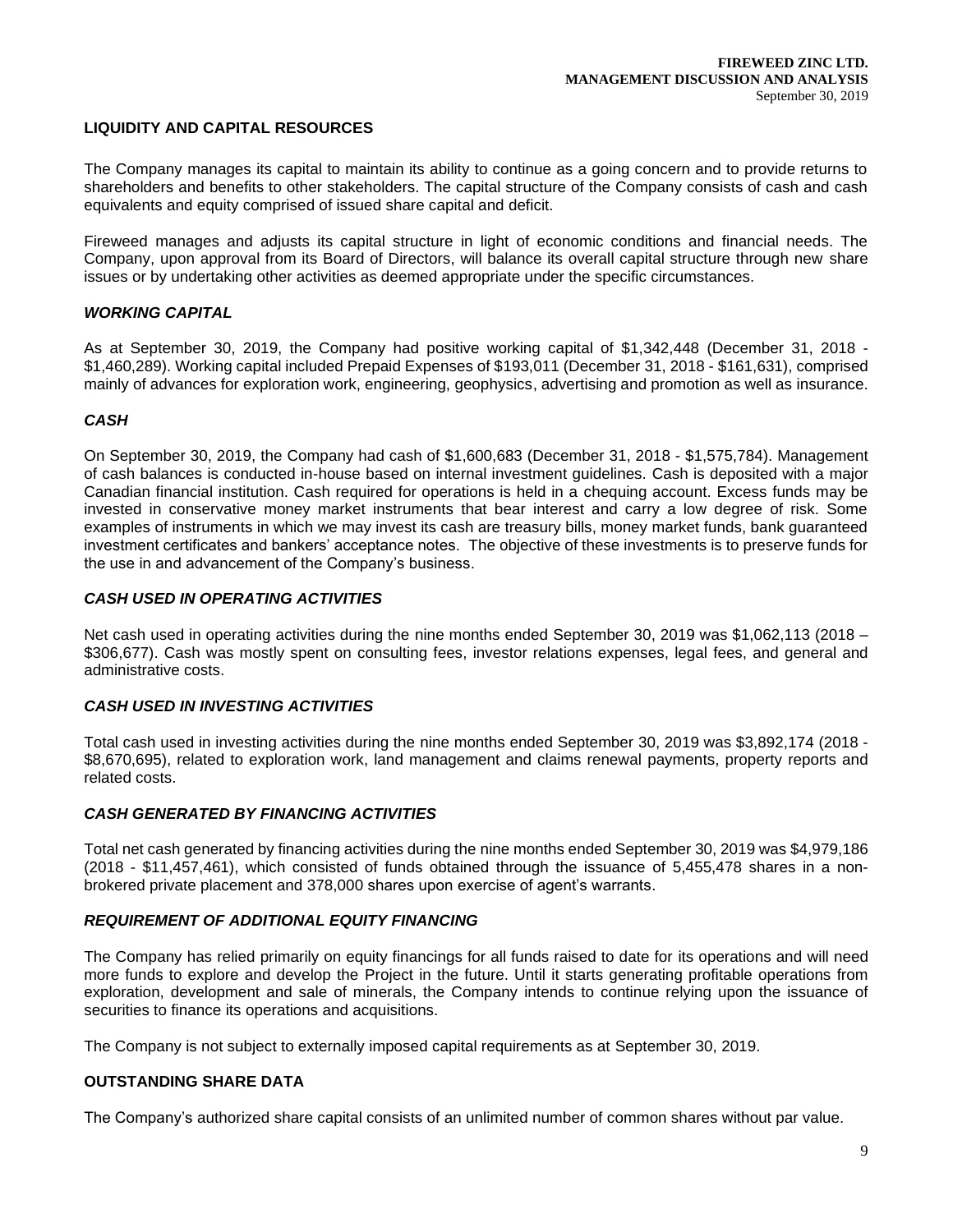## LIQUIDITY AND CAPITAL RESOURCES

The Company manages its capital to maintain its ability to continue as a going concern and to provide returns to shareholders and benefits to other stakeholders. The capital structure of the Company consists of cash and cash equivalents and equity comprised of issued share capital and deficit.

Fireweed manages and adjusts its capital structure in light of economic conditions and financial needs. The Company, upon approval from its Board of Directors, will balance its overall capital structure through new share issues or by undertaking other activities as deemed appropriate under the specific circumstances.

### *WORKING CAPITAL*

As at September 30, 2019, the Company had positive working capital of $1,342,448 (December 31, 2018 - $1,460,289). Working capital included Prepaid Expenses of $193,011 (December 31, 2018 - $161,631), comprised mainly of advances for exploration work, engineering, geophysics, advertising and promotion as well as insurance.

### *CASH*

On September 30, 2019, the Company had cash of $1,600,683 (December 31, 2018 - $1,575,784). Management of cash balances is conducted in-house based on internal investment guidelines. Cash is deposited with a major Canadian financial institution. Cash required for operations is held in a chequing account. Excess funds may be invested in conservative money market instruments that bear interest and carry a low degree of risk. Some examples of instruments in which we may invest its cash are treasury bills, money market funds, bank guaranteed investment certificates and bankers' acceptance notes. The objective of these investments is to preserve funds for the use in and advancement of the Company's business.

### *CASH USED IN OPERATING ACTIVITIES*

Net cash used in operating activities during the nine months ended September 30, 2019 was $1,062,113 (2018 – $306,677). Cash was mostly spent on consulting fees, investor relations expenses, legal fees, and general and administrative costs.

### *CASH USED IN INVESTING ACTIVITIES*

Total cash used in investing activities during the nine months ended September 30, 2019 was $3,892,174 (2018 - $8,670,695), related to exploration work, land management and claims renewal payments, property reports and related costs.

### *CASH GENERATED BY FINANCING ACTIVITIES*

Total net cash generated by financing activities during the nine months ended September 30, 2019 was $4,979,186 (2018 - $11,457,461), which consisted of funds obtained through the issuance of 5,455,478 shares in a non-brokered private placement and 378,000 shares upon exercise of agent's warrants.

### *REQUIREMENT OF ADDITIONAL EQUITY FINANCING*

The Company has relied primarily on equity financings for all funds raised to date for its operations and will need more funds to explore and develop the Project in the future. Until it starts generating profitable operations from exploration, development and sale of minerals, the Company intends to continue relying upon the issuance of securities to finance its operations and acquisitions.

The Company is not subject to externally imposed capital requirements as at September 30, 2019.

## OUTSTANDING SHARE DATA

The Company's authorized share capital consists of an unlimited number of common shares without par value.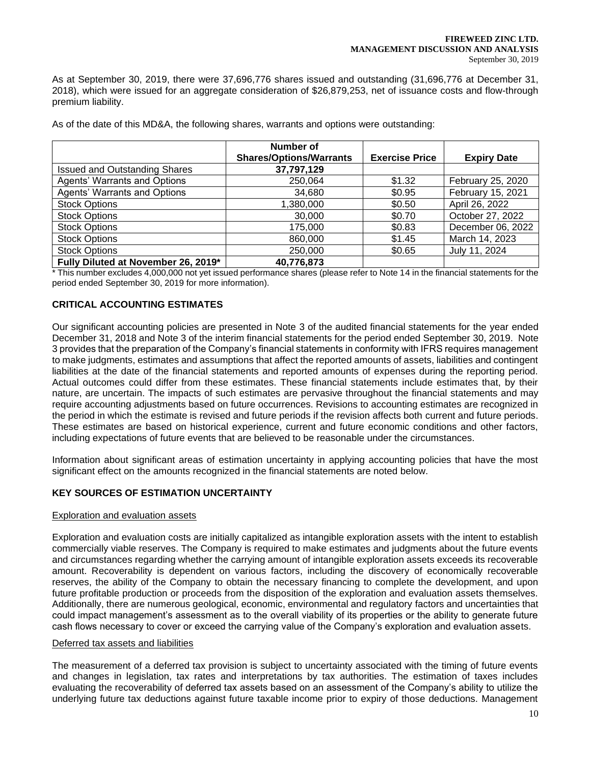As at September 30, 2019, there were 37,696,776 shares issued and outstanding (31,696,776 at December 31, 2018), which were issued for an aggregate consideration of $26,879,253, net of issuance costs and flow-through premium liability.

As of the date of this MD&A, the following shares, warrants and options were outstanding:

| | Number of Shares/Options/Warrants | Exercise Price | Expiry Date |
|---|---|---|---|
| Issued and Outstanding Shares | **37,797,129** | | |
| Agents' Warrants and Options | 250,064 | $1.32 | February 25, 2020 |
| Agents' Warrants and Options | 34,680 | $0.95 | February 15, 2021 |
| Stock Options | 1,380,000 | $0.50 | April 26, 2022 |
| Stock Options | 30,000 | $0.70 | October 27, 2022 |
| Stock Options | 175,000 | $0.83 | December 06, 2022 |
| Stock Options | 860,000 | $1.45 | March 14, 2023 |
| Stock Options | 250,000 | $0.65 | July 11, 2024 |
| **Fully Diluted at November 26, 2019*** | **40,776,873** | | |

* This number excludes 4,000,000 not yet issued performance shares (please refer to Note 14 in the financial statements for the period ended September 30, 2019 for more information).

## CRITICAL ACCOUNTING ESTIMATES

Our significant accounting policies are presented in Note 3 of the audited financial statements for the year ended December 31, 2018 and Note 3 of the interim financial statements for the period ended September 30, 2019. Note 3 provides that the preparation of the Company's financial statements in conformity with IFRS requires management to make judgments, estimates and assumptions that affect the reported amounts of assets, liabilities and contingent liabilities at the date of the financial statements and reported amounts of expenses during the reporting period. Actual outcomes could differ from these estimates. These financial statements include estimates that, by their nature, are uncertain. The impacts of such estimates are pervasive throughout the financial statements and may require accounting adjustments based on future occurrences. Revisions to accounting estimates are recognized in the period in which the estimate is revised and future periods if the revision affects both current and future periods. These estimates are based on historical experience, current and future economic conditions and other factors, including expectations of future events that are believed to be reasonable under the circumstances.

Information about significant areas of estimation uncertainty in applying accounting policies that have the most significant effect on the amounts recognized in the financial statements are noted below.

## KEY SOURCES OF ESTIMATION UNCERTAINTY

### Exploration and evaluation assets

Exploration and evaluation costs are initially capitalized as intangible exploration assets with the intent to establish commercially viable reserves. The Company is required to make estimates and judgments about the future events and circumstances regarding whether the carrying amount of intangible exploration assets exceeds its recoverable amount. Recoverability is dependent on various factors, including the discovery of economically recoverable reserves, the ability of the Company to obtain the necessary financing to complete the development, and upon future profitable production or proceeds from the disposition of the exploration and evaluation assets themselves. Additionally, there are numerous geological, economic, environmental and regulatory factors and uncertainties that could impact management's assessment as to the overall viability of its properties or the ability to generate future cash flows necessary to cover or exceed the carrying value of the Company's exploration and evaluation assets.

### Deferred tax assets and liabilities

The measurement of a deferred tax provision is subject to uncertainty associated with the timing of future events and changes in legislation, tax rates and interpretations by tax authorities. The estimation of taxes includes evaluating the recoverability of deferred tax assets based on an assessment of the Company's ability to utilize the underlying future tax deductions against future taxable income prior to expiry of those deductions. Management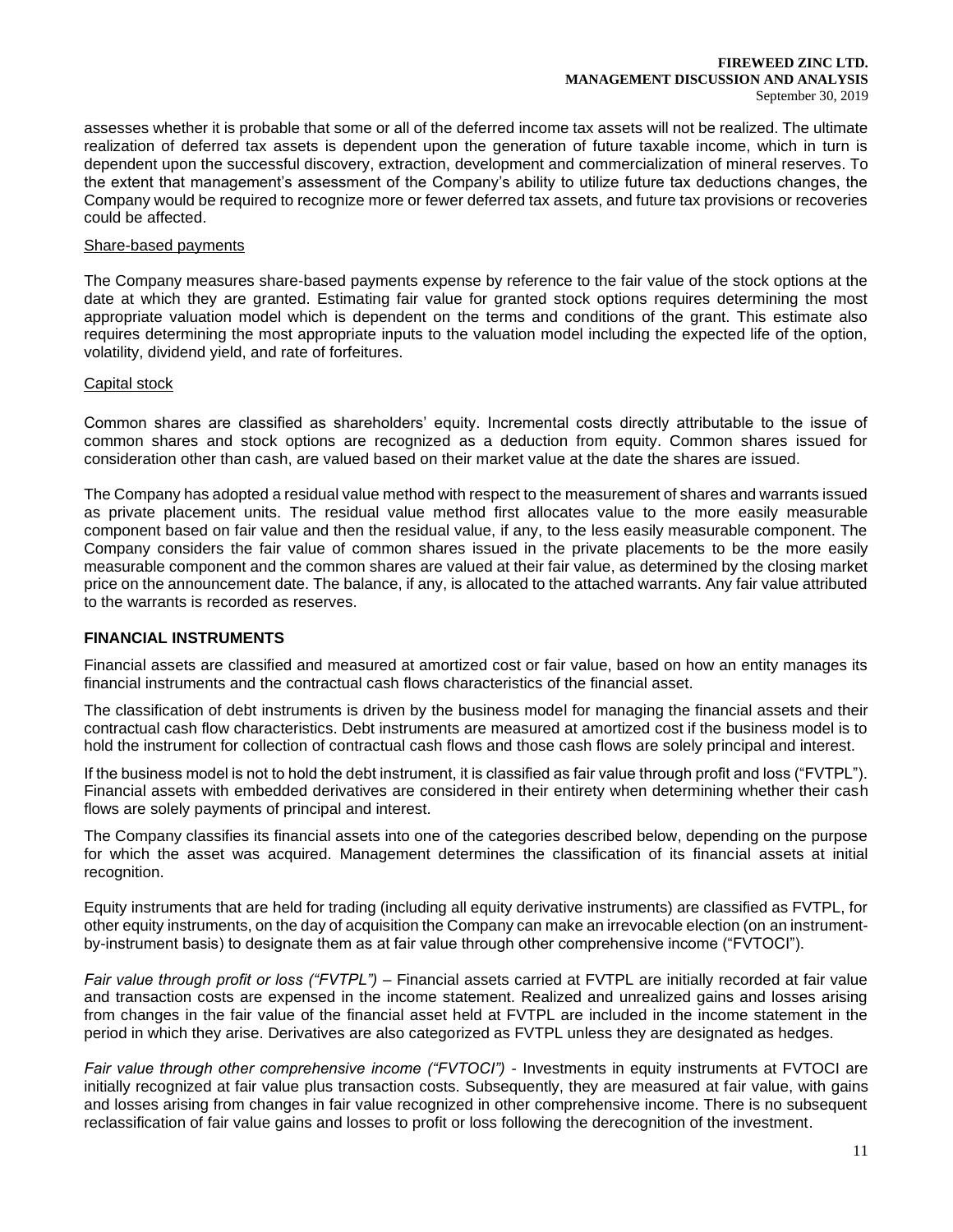assesses whether it is probable that some or all of the deferred income tax assets will not be realized. The ultimate realization of deferred tax assets is dependent upon the generation of future taxable income, which in turn is dependent upon the successful discovery, extraction, development and commercialization of mineral reserves. To the extent that management's assessment of the Company's ability to utilize future tax deductions changes, the Company would be required to recognize more or fewer deferred tax assets, and future tax provisions or recoveries could be affected.

Share-based payments

The Company measures share-based payments expense by reference to the fair value of the stock options at the date at which they are granted. Estimating fair value for granted stock options requires determining the most appropriate valuation model which is dependent on the terms and conditions of the grant. This estimate also requires determining the most appropriate inputs to the valuation model including the expected life of the option, volatility, dividend yield, and rate of forfeitures.

Capital stock

Common shares are classified as shareholders' equity. Incremental costs directly attributable to the issue of common shares and stock options are recognized as a deduction from equity. Common shares issued for consideration other than cash, are valued based on their market value at the date the shares are issued.

The Company has adopted a residual value method with respect to the measurement of shares and warrants issued as private placement units. The residual value method first allocates value to the more easily measurable component based on fair value and then the residual value, if any, to the less easily measurable component. The Company considers the fair value of common shares issued in the private placements to be the more easily measurable component and the common shares are valued at their fair value, as determined by the closing market price on the announcement date. The balance, if any, is allocated to the attached warrants. Any fair value attributed to the warrants is recorded as reserves.

## FINANCIAL INSTRUMENTS

Financial assets are classified and measured at amortized cost or fair value, based on how an entity manages its financial instruments and the contractual cash flows characteristics of the financial asset.

The classification of debt instruments is driven by the business model for managing the financial assets and their contractual cash flow characteristics. Debt instruments are measured at amortized cost if the business model is to hold the instrument for collection of contractual cash flows and those cash flows are solely principal and interest.

If the business model is not to hold the debt instrument, it is classified as fair value through profit and loss ("FVTPL"). Financial assets with embedded derivatives are considered in their entirety when determining whether their cash flows are solely payments of principal and interest.

The Company classifies its financial assets into one of the categories described below, depending on the purpose for which the asset was acquired. Management determines the classification of its financial assets at initial recognition.

Equity instruments that are held for trading (including all equity derivative instruments) are classified as FVTPL, for other equity instruments, on the day of acquisition the Company can make an irrevocable election (on an instrument-by-instrument basis) to designate them as at fair value through other comprehensive income ("FVTOCI").

*Fair value through profit or loss ("FVTPL")* – Financial assets carried at FVTPL are initially recorded at fair value and transaction costs are expensed in the income statement. Realized and unrealized gains and losses arising from changes in the fair value of the financial asset held at FVTPL are included in the income statement in the period in which they arise. Derivatives are also categorized as FVTPL unless they are designated as hedges.

*Fair value through other comprehensive income ("FVTOCI")* - Investments in equity instruments at FVTOCI are initially recognized at fair value plus transaction costs. Subsequently, they are measured at fair value, with gains and losses arising from changes in fair value recognized in other comprehensive income. There is no subsequent reclassification of fair value gains and losses to profit or loss following the derecognition of the investment.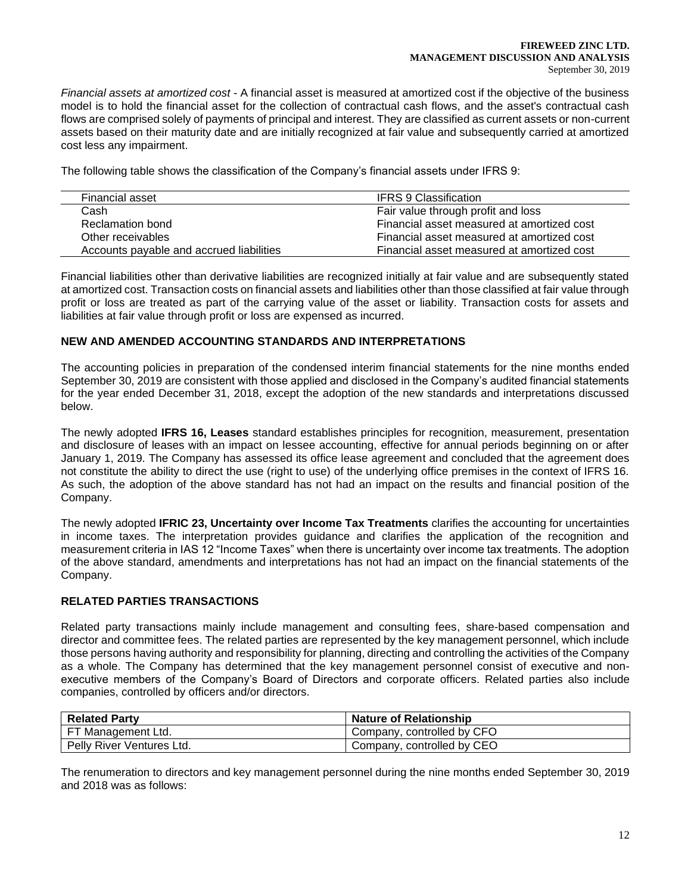*Financial assets at amortized cost* - A financial asset is measured at amortized cost if the objective of the business model is to hold the financial asset for the collection of contractual cash flows, and the asset's contractual cash flows are comprised solely of payments of principal and interest. They are classified as current assets or non-current assets based on their maturity date and are initially recognized at fair value and subsequently carried at amortized cost less any impairment.

The following table shows the classification of the Company's financial assets under IFRS 9:

| Financial asset | IFRS 9 Classification |
|---|---|
| Cash | Fair value through profit and loss |
| Reclamation bond | Financial asset measured at amortized cost |
| Other receivables | Financial asset measured at amortized cost |
| Accounts payable and accrued liabilities | Financial asset measured at amortized cost |

Financial liabilities other than derivative liabilities are recognized initially at fair value and are subsequently stated at amortized cost. Transaction costs on financial assets and liabilities other than those classified at fair value through profit or loss are treated as part of the carrying value of the asset or liability. Transaction costs for assets and liabilities at fair value through profit or loss are expensed as incurred.

## NEW AND AMENDED ACCOUNTING STANDARDS AND INTERPRETATIONS

The accounting policies in preparation of the condensed interim financial statements for the nine months ended September 30, 2019 are consistent with those applied and disclosed in the Company's audited financial statements for the year ended December 31, 2018, except the adoption of the new standards and interpretations discussed below.

The newly adopted **IFRS 16, Leases** standard establishes principles for recognition, measurement, presentation and disclosure of leases with an impact on lessee accounting, effective for annual periods beginning on or after January 1, 2019. The Company has assessed its office lease agreement and concluded that the agreement does not constitute the ability to direct the use (right to use) of the underlying office premises in the context of IFRS 16. As such, the adoption of the above standard has not had an impact on the results and financial position of the Company.

The newly adopted **IFRIC 23, Uncertainty over Income Tax Treatments** clarifies the accounting for uncertainties in income taxes. The interpretation provides guidance and clarifies the application of the recognition and measurement criteria in IAS 12 "Income Taxes" when there is uncertainty over income tax treatments. The adoption of the above standard, amendments and interpretations has not had an impact on the financial statements of the Company.

## RELATED PARTIES TRANSACTIONS

Related party transactions mainly include management and consulting fees, share-based compensation and director and committee fees. The related parties are represented by the key management personnel, which include those persons having authority and responsibility for planning, directing and controlling the activities of the Company as a whole. The Company has determined that the key management personnel consist of executive and non-executive members of the Company's Board of Directors and corporate officers. Related parties also include companies, controlled by officers and/or directors.

| Related Party | Nature of Relationship |
|---|---|
| FT Management Ltd. | Company, controlled by CFO |
| Pelly River Ventures Ltd. | Company, controlled by CEO |

The renumeration to directors and key management personnel during the nine months ended September 30, 2019 and 2018 was as follows: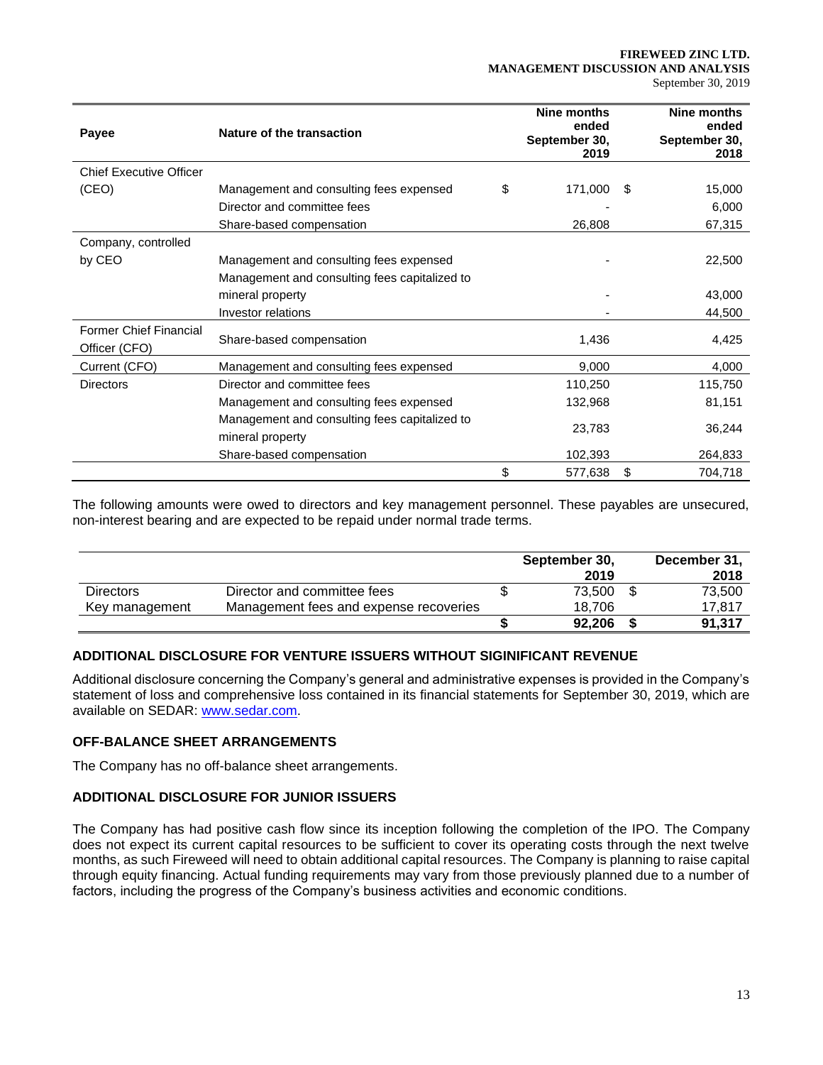| Payee | Nature of the transaction | Nine months ended September 30, 2019 | Nine months ended September 30, 2018 |
|---|---|---|---|
| Chief Executive Officer (CEO) | Management and consulting fees expensed | $ 171,000 | $ 15,000 |
| | Director and committee fees | - | 6,000 |
| | Share-based compensation | 26,808 | 67,315 |
| Company, controlled by CEO | Management and consulting fees expensed | - | 22,500 |
| | Management and consulting fees capitalized to mineral property | - | 43,000 |
| | Investor relations | - | 44,500 |
| Former Chief Financial Officer (CFO) | Share-based compensation | 1,436 | 4,425 |
| Current (CFO) | Management and consulting fees expensed | 9,000 | 4,000 |
| Directors | Director and committee fees | 110,250 | 115,750 |
| | Management and consulting fees expensed | 132,968 | 81,151 |
| | Management and consulting fees capitalized to mineral property | 23,783 | 36,244 |
| | Share-based compensation | 102,393 | 264,833 |
| | | $ 577,638 | $ 704,718 |

The following amounts were owed to directors and key management personnel. These payables are unsecured, non-interest bearing and are expected to be repaid under normal trade terms.

| | | September 30, 2019 | December 31, 2018 |
|---|---|---|---|
| Directors | Director and committee fees | $ 73,500 | $ 73,500 |
| Key management | Management fees and expense recoveries | 18,706 | 17,817 |
| | | **$ 92,206** | **$ 91,317** |

## ADDITIONAL DISCLOSURE FOR VENTURE ISSUERS WITHOUT SIGINIFICANT REVENUE

Additional disclosure concerning the Company's general and administrative expenses is provided in the Company's statement of loss and comprehensive loss contained in its financial statements for September 30, 2019, which are available on SEDAR: www.sedar.com.

## OFF-BALANCE SHEET ARRANGEMENTS

The Company has no off-balance sheet arrangements.

## ADDITIONAL DISCLOSURE FOR JUNIOR ISSUERS

The Company has had positive cash flow since its inception following the completion of the IPO. The Company does not expect its current capital resources to be sufficient to cover its operating costs through the next twelve months, as such Fireweed will need to obtain additional capital resources. The Company is planning to raise capital through equity financing. Actual funding requirements may vary from those previously planned due to a number of factors, including the progress of the Company's business activities and economic conditions.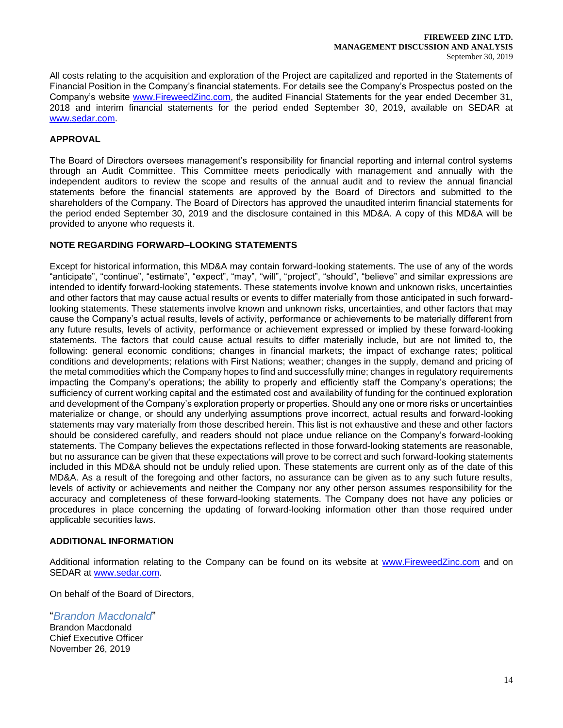All costs relating to the acquisition and exploration of the Project are capitalized and reported in the Statements of Financial Position in the Company's financial statements. For details see the Company's Prospectus posted on the Company's website www.FireweedZinc.com, the audited Financial Statements for the year ended December 31, 2018 and interim financial statements for the period ended September 30, 2019, available on SEDAR at www.sedar.com.

## APPROVAL

The Board of Directors oversees management's responsibility for financial reporting and internal control systems through an Audit Committee. This Committee meets periodically with management and annually with the independent auditors to review the scope and results of the annual audit and to review the annual financial statements before the financial statements are approved by the Board of Directors and submitted to the shareholders of the Company. The Board of Directors has approved the unaudited interim financial statements for the period ended September 30, 2019 and the disclosure contained in this MD&A. A copy of this MD&A will be provided to anyone who requests it.

## NOTE REGARDING FORWARD–LOOKING STATEMENTS

Except for historical information, this MD&A may contain forward-looking statements. The use of any of the words "anticipate", "continue", "estimate", "expect", "may", "will", "project", "should", "believe" and similar expressions are intended to identify forward-looking statements. These statements involve known and unknown risks, uncertainties and other factors that may cause actual results or events to differ materially from those anticipated in such forward-looking statements. These statements involve known and unknown risks, uncertainties, and other factors that may cause the Company's actual results, levels of activity, performance or achievements to be materially different from any future results, levels of activity, performance or achievement expressed or implied by these forward-looking statements. The factors that could cause actual results to differ materially include, but are not limited to, the following: general economic conditions; changes in financial markets; the impact of exchange rates; political conditions and developments; relations with First Nations; weather; changes in the supply, demand and pricing of the metal commodities which the Company hopes to find and successfully mine; changes in regulatory requirements impacting the Company's operations; the ability to properly and efficiently staff the Company's operations; the sufficiency of current working capital and the estimated cost and availability of funding for the continued exploration and development of the Company's exploration property or properties. Should any one or more risks or uncertainties materialize or change, or should any underlying assumptions prove incorrect, actual results and forward-looking statements may vary materially from those described herein. This list is not exhaustive and these and other factors should be considered carefully, and readers should not place undue reliance on the Company's forward-looking statements. The Company believes the expectations reflected in those forward-looking statements are reasonable, but no assurance can be given that these expectations will prove to be correct and such forward-looking statements included in this MD&A should not be unduly relied upon. These statements are current only as of the date of this MD&A. As a result of the foregoing and other factors, no assurance can be given as to any such future results, levels of activity or achievements and neither the Company nor any other person assumes responsibility for the accuracy and completeness of these forward-looking statements. The Company does not have any policies or procedures in place concerning the updating of forward-looking information other than those required under applicable securities laws.

## ADDITIONAL INFORMATION

Additional information relating to the Company can be found on its website at www.FireweedZinc.com and on SEDAR at www.sedar.com.

On behalf of the Board of Directors,

"*Brandon Macdonald*"
Brandon Macdonald
Chief Executive Officer
November 26, 2019